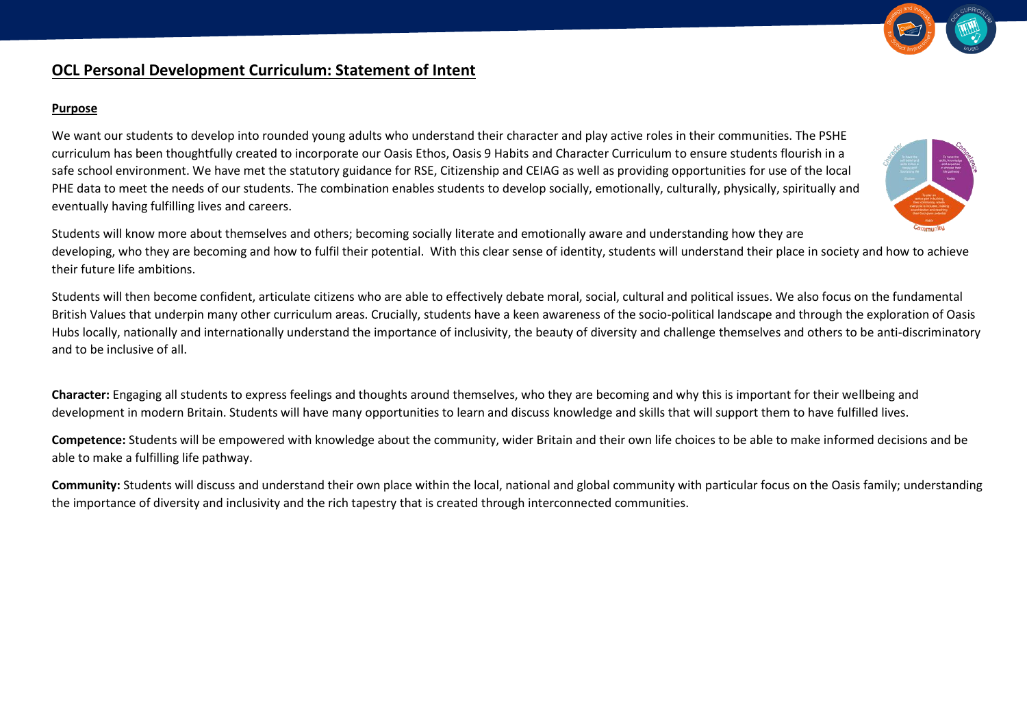# OCL Personal Development Curriculum: Statement of Intent

## Purpose

We want our students to develop into rounded young adults who understand their character and play active roles in their communities. The PSHE curriculum has been thoughtfully created to incorporate our Oasis Ethos, Oasis 9 Habits and Character Curriculum to ensure students flourish in a safe school environment. We have met the statutory guidance for RSE, Citizenship and CEIAG as well as providing opportunities for use of the local PHE data to meet the needs of our students. The combination enables students to develop socially, emotionally, culturally, physically, spiritually and eventually having fulfilling lives and careers.

Students will know more about themselves and others; becoming socially literate and emotionally aware and understanding how they are developing, who they are becoming and how to fulfil their potential. With this clear sense of identity, students will understand their place in society and how to achieve their future life ambitions.

Students will then become confident, articulate citizens who are able to effectively debate moral, social, cultural and political issues. We also focus on the fundamental British Values that underpin many other curriculum areas. Crucially, students have a keen awareness of the socio-political landscape and through the exploration of Oasis Hubs locally, nationally and internationally understand the importance of inclusivity, the beauty of diversity and challenge themselves and others to be anti-discriminatory and to be inclusive of all.

**Character:** Engaging all students to express feelings and thoughts around themselves, who they are becoming and why this is important for their wellbeing and development in modern Britain. Students will have many opportunities to learn and discuss knowledge and skills that will support them to have fulfilled lives.

**Competence:** Students will be empowered with knowledge about the community, wider Britain and their own life choices to be able to make informed decisions and be able to make a fulfilling life pathway.

**Community:** Students will discuss and understand their own place within the local, national and global community with particular focus on the Oasis family; understanding the importance of diversity and inclusivity and the rich tapestry that is created through interconnected communities.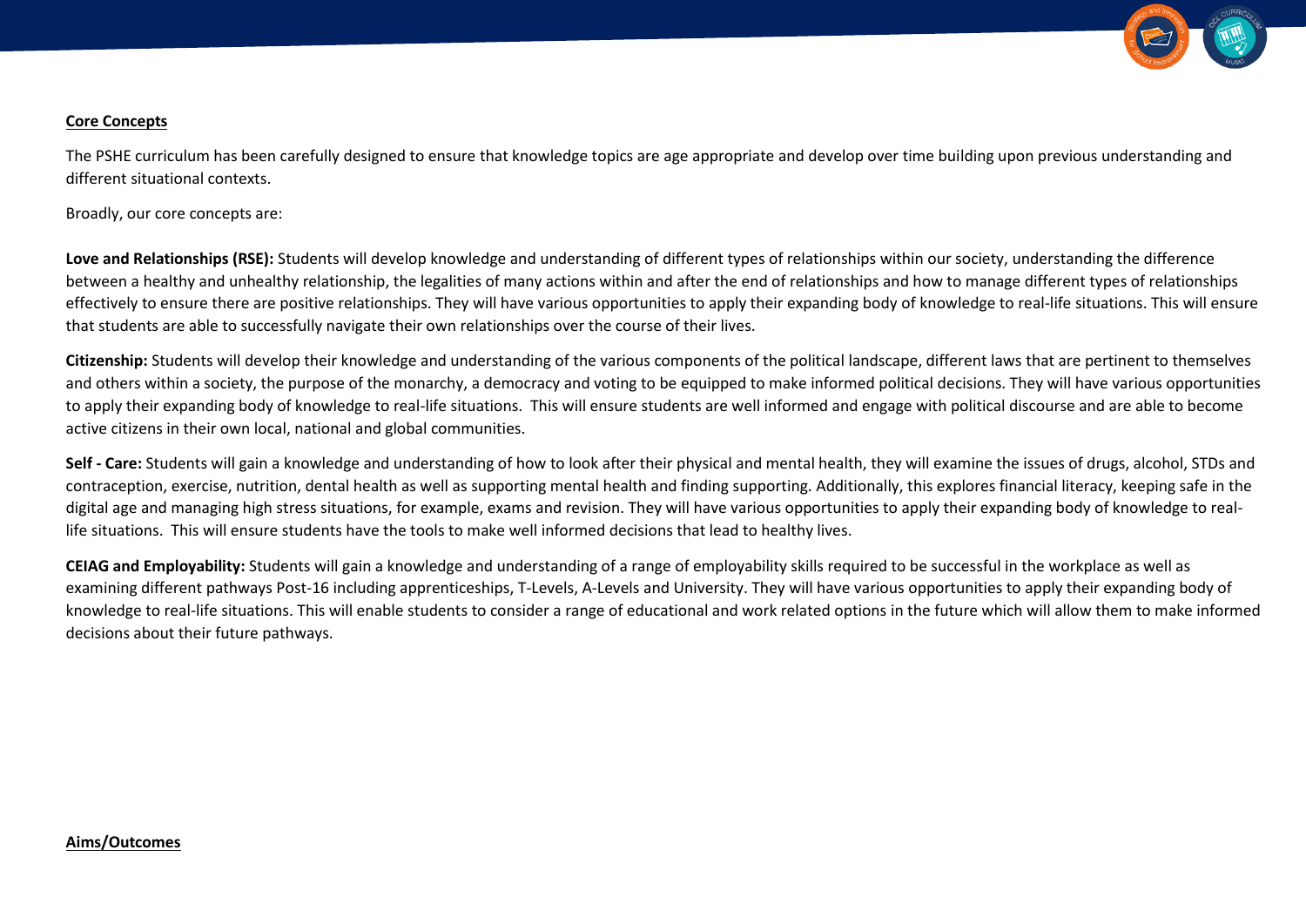## Core Concepts

The PSHE curriculum has been carefully designed to ensure that knowledge topics are age appropriate and develop over time building upon previous understanding and different situational contexts.

Broadly, our core concepts are:

**Love and Relationships (RSE):** Students will develop knowledge and understanding of different types of relationships within our society, understanding the difference between a healthy and unhealthy relationship, the legalities of many actions within and after the end of relationships and how to manage different types of relationships effectively to ensure there are positive relationships. They will have various opportunities to apply their expanding body of knowledge to real-life situations. This will ensure that students are able to successfully navigate their own relationships over the course of their lives.

**Citizenship:** Students will develop their knowledge and understanding of the various components of the political landscape, different laws that are pertinent to themselves and others within a society, the purpose of the monarchy, a democracy and voting to be equipped to make informed political decisions. They will have various opportunities to apply their expanding body of knowledge to real-life situations. This will ensure students are well informed and engage with political discourse and are able to become active citizens in their own local, national and global communities.

**Self - Care:** Students will gain a knowledge and understanding of how to look after their physical and mental health, they will examine the issues of drugs, alcohol, STDs and contraception, exercise, nutrition, dental health as well as supporting mental health and finding supporting. Additionally, this explores financial literacy, keeping safe in the digital age and managing high stress situations, for example, exams and revision. They will have various opportunities to apply their expanding body of knowledge to real-life situations. This will ensure students have the tools to make well informed decisions that lead to healthy lives.

**CEIAG and Employability:** Students will gain a knowledge and understanding of a range of employability skills required to be successful in the workplace as well as examining different pathways Post-16 including apprenticeships, T-Levels, A-Levels and University. They will have various opportunities to apply their expanding body of knowledge to real-life situations. This will enable students to consider a range of educational and work related options in the future which will allow them to make informed decisions about their future pathways.

## Aims/Outcomes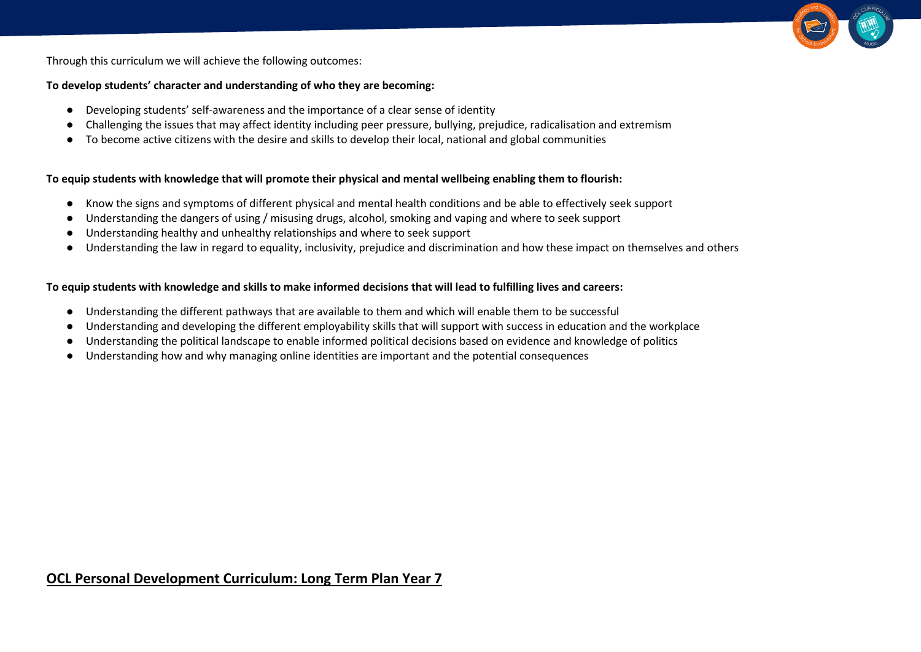Through this curriculum we will achieve the following outcomes:

**To develop students' character and understanding of who they are becoming:**

- Developing students' self-awareness and the importance of a clear sense of identity
- Challenging the issues that may affect identity including peer pressure, bullying, prejudice, radicalisation and extremism
- To become active citizens with the desire and skills to develop their local, national and global communities

**To equip students with knowledge that will promote their physical and mental wellbeing enabling them to flourish:**

- Know the signs and symptoms of different physical and mental health conditions and be able to effectively seek support
- Understanding the dangers of using / misusing drugs, alcohol, smoking and vaping and where to seek support
- Understanding healthy and unhealthy relationships and where to seek support
- Understanding the law in regard to equality, inclusivity, prejudice and discrimination and how these impact on themselves and others

**To equip students with knowledge and skills to make informed decisions that will lead to fulfilling lives and careers:**

- Understanding the different pathways that are available to them and which will enable them to be successful
- Understanding and developing the different employability skills that will support with success in education and the workplace
- Understanding the political landscape to enable informed political decisions based on evidence and knowledge of politics
- Understanding how and why managing online identities are important and the potential consequences

## OCL Personal Development Curriculum: Long Term Plan Year 7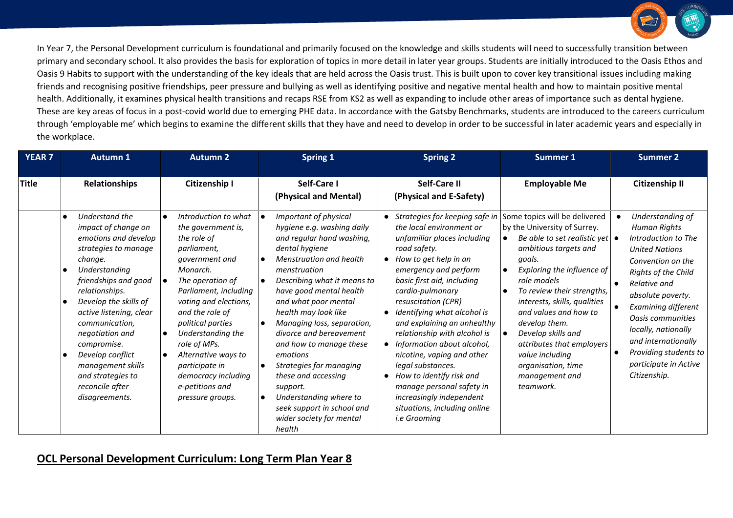In Year 7, the Personal Development curriculum is foundational and primarily focused on the knowledge and skills students will need to successfully transition between primary and secondary school. It also provides the basis for exploration of topics in more detail in later year groups. Students are initially introduced to the Oasis Ethos and Oasis 9 Habits to support with the understanding of the key ideals that are held across the Oasis trust. This is built upon to cover key transitional issues including making friends and recognising positive friendships, peer pressure and bullying as well as identifying positive and negative mental health and how to maintain positive mental health. Additionally, it examines physical health transitions and recaps RSE from KS2 as well as expanding to include other areas of importance such as dental hygiene. These are key areas of focus in a post-covid world due to emerging PHE data. In accordance with the Gatsby Benchmarks, students are introduced to the careers curriculum through 'employable me' which begins to examine the different skills that they have and need to develop in order to be successful in later academic years and especially in the workplace.

| YEAR 7 | Autumn 1 | Autumn 2 | Spring 1 | Spring 2 | Summer 1 | Summer 2 |
|---|---|---|---|---|---|---|
| **Title** | **Relationships** | **Citizenship I** | **Self-Care I (Physical and Mental)** | **Self-Care II (Physical and E-Safety)** | **Employable Me** | **Citizenship II** |
| | • *Understand the impact of change on emotions and develop strategies to manage change.*<br>• *Understanding friendships and good relationships.*<br>• *Develop the skills of active listening, clear communication, negotiation and compromise.*<br>• *Develop conflict management skills and strategies to reconcile after disagreements.* | • *Introduction to what the government is, the role of parliament, government and Monarch.*<br>• *The operation of Parliament, including voting and elections, and the role of political parties*<br>• *Understanding the role of MPs.*<br>• *Alternative ways to participate in democracy including e-petitions and pressure groups.* | • *Important of physical hygiene e.g. washing daily and regular hand washing, dental hygiene*<br>• *Menstruation and health menstruation*<br>• *Describing what it means to have good mental health and what poor mental health may look like*<br>• *Managing loss, separation, divorce and bereavement and how to manage these emotions*<br>• *Strategies for managing these and accessing support.*<br>• *Understanding where to seek support in school and wider society for mental health* | • *Strategies for keeping safe in the local environment or unfamiliar places including road safety.*<br>• *How to get help in an emergency and perform basic first aid, including cardio-pulmonary resuscitation (CPR)*<br>• *Identifying what alcohol is and explaining an unhealthy relationship with alcohol is*<br>• *Information about alcohol, nicotine, vaping and other legal substances.*<br>• *How to identify risk and manage personal safety in increasingly independent situations, including online i.e Grooming* | Some topics will be delivered by the University of Surrey.<br>• *Be able to set realistic yet ambitious targets and goals.*<br>• *Exploring the influence of role models*<br>• *To review their strengths, interests, skills, qualities and values and how to develop them.*<br>• *Develop skills and attributes that employers value including organisation, time management and teamwork.* | • *Understanding of Human Rights*<br>• *Introduction to The United Nations Convention on the Rights of the Child*<br>• *Relative and absolute poverty.*<br>• *Examining different Oasis communities locally, nationally and internationally*<br>• *Providing students to participate in Active Citizenship.* |

## OCL Personal Development Curriculum: Long Term Plan Year 8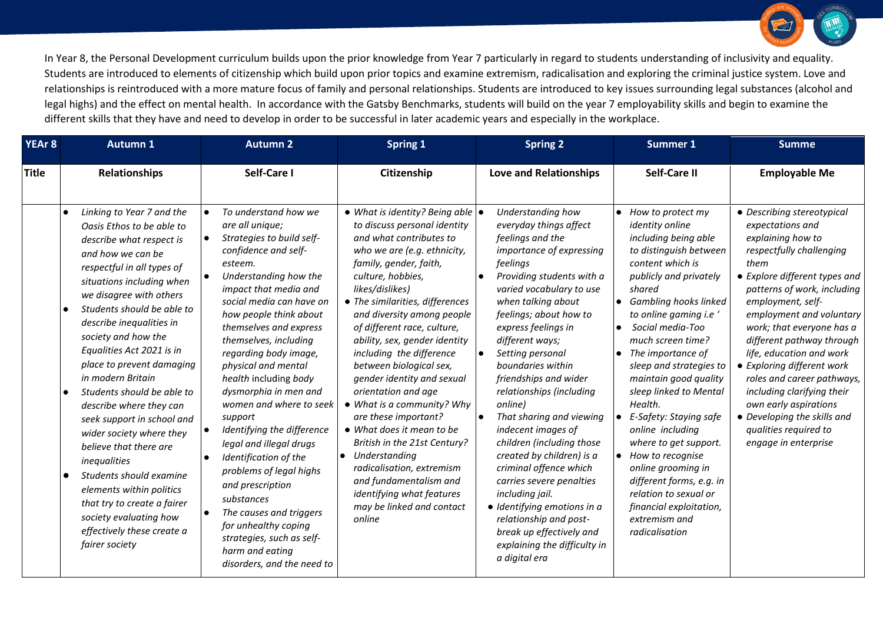In Year 8, the Personal Development curriculum builds upon the prior knowledge from Year 7 particularly in regard to students understanding of inclusivity and equality. Students are introduced to elements of citizenship which build upon prior topics and examine extremism, radicalisation and exploring the criminal justice system. Love and relationships is reintroduced with a more mature focus of family and personal relationships. Students are introduced to key issues surrounding legal substances (alcohol and legal highs) and the effect on mental health. In accordance with the Gatsby Benchmarks, students will build on the year 7 employability skills and begin to examine the different skills that they have and need to develop in order to be successful in later academic years and especially in the workplace.

| YEAr 8 | Autumn 1 | Autumn 2 | Spring 1 | Spring 2 | Summer 1 | Summe |
|---|---|---|---|---|---|---|
| **Title** | **Relationships** | **Self-Care I** | **Citizenship** | **Love and Relationships** | **Self-Care II** | **Employable Me** |
| | • *Linking to Year 7 and the Oasis Ethos to be able to describe what respect is and how we can be respectful in all types of situations including when we disagree with others*<br>• *Students should be able to describe inequalities in society and how the Equalities Act 2021 is in place to prevent damaging in modern Britain*<br>• *Students should be able to describe where they can seek support in school and wider society where they believe that there are inequalities*<br>• *Students should examine elements within politics that try to create a fairer society evaluating how effectively these create a fairer society* | • *To understand how we are all unique;*<br>• *Strategies to build self-confidence and self-esteem.*<br>• *Understanding how the impact that media and social media can have on how people think about themselves and express themselves, including regarding body image, physical and mental health including body dysmorphia in men and women and where to seek support*<br>• *Identifying the difference legal and illegal drugs*<br>• *Identification of the problems of legal highs and prescription substances*<br>• *The causes and triggers for unhealthy coping strategies, such as self-harm and eating disorders, and the need to* | • *What is identity? Being able to discuss personal identity and what contributes to who we are (e.g. ethnicity, family, gender, faith, culture, hobbies, likes/dislikes)*<br>• *The similarities, differences and diversity among people of different race, culture, ability, sex, gender identity including the difference between biological sex, gender identity and sexual orientation and age*<br>• *What is a community? Why are these important?*<br>• *What does it mean to be British in the 21st Century?*<br>• *Understanding radicalisation, extremism and fundamentalism and identifying what features may be linked and contact online* | • *Understanding how everyday things affect feelings and the importance of expressing feelings*<br>• *Providing students with a varied vocabulary to use when talking about feelings; about how to express feelings in different ways;*<br>• *Setting personal boundaries within friendships and wider relationships (including online)*<br>• *That sharing and viewing indecent images of children (including those created by children) is a criminal offence which carries severe penalties including jail.*<br>• *Identifying emotions in a relationship and post-break up effectively and explaining the difficulty in a digital era* | • *How to protect my identity online including being able to distinguish between content which is publicly and privately shared*<br>• *Gambling hooks linked to online gaming i.e '*<br>• *Social media-Too much screen time?*<br>• *The importance of sleep and strategies to maintain good quality sleep linked to Mental Health.*<br>• *E-Safety: Staying safe online including where to get support.*<br>• *How to recognise online grooming in different forms, e.g. in relation to sexual or financial exploitation, extremism and radicalisation* | • *Describing stereotypical expectations and explaining how to respectfully challenging them*<br>• *Explore different types and patterns of work, including employment, self-employment and voluntary work; that everyone has a different pathway through life, education and work*<br>• *Exploring different work roles and career pathways, including clarifying their own early aspirations*<br>• *Developing the skills and qualities required to engage in enterprise* |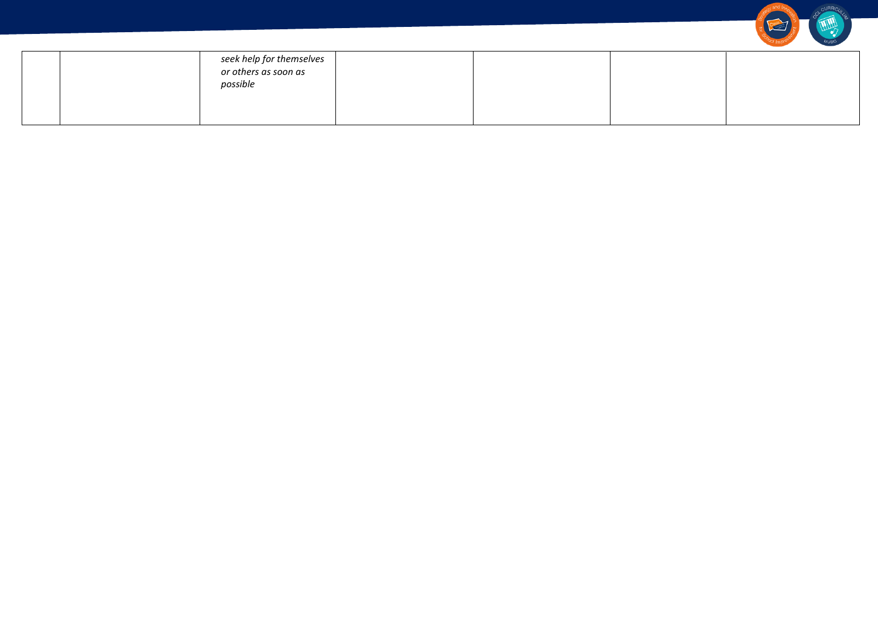|  |  |  |  |  |  |  |
|---|---|---|---|---|---|---|
|  |  | *seek help for themselves or others as soon as possible* |  |  |  |  |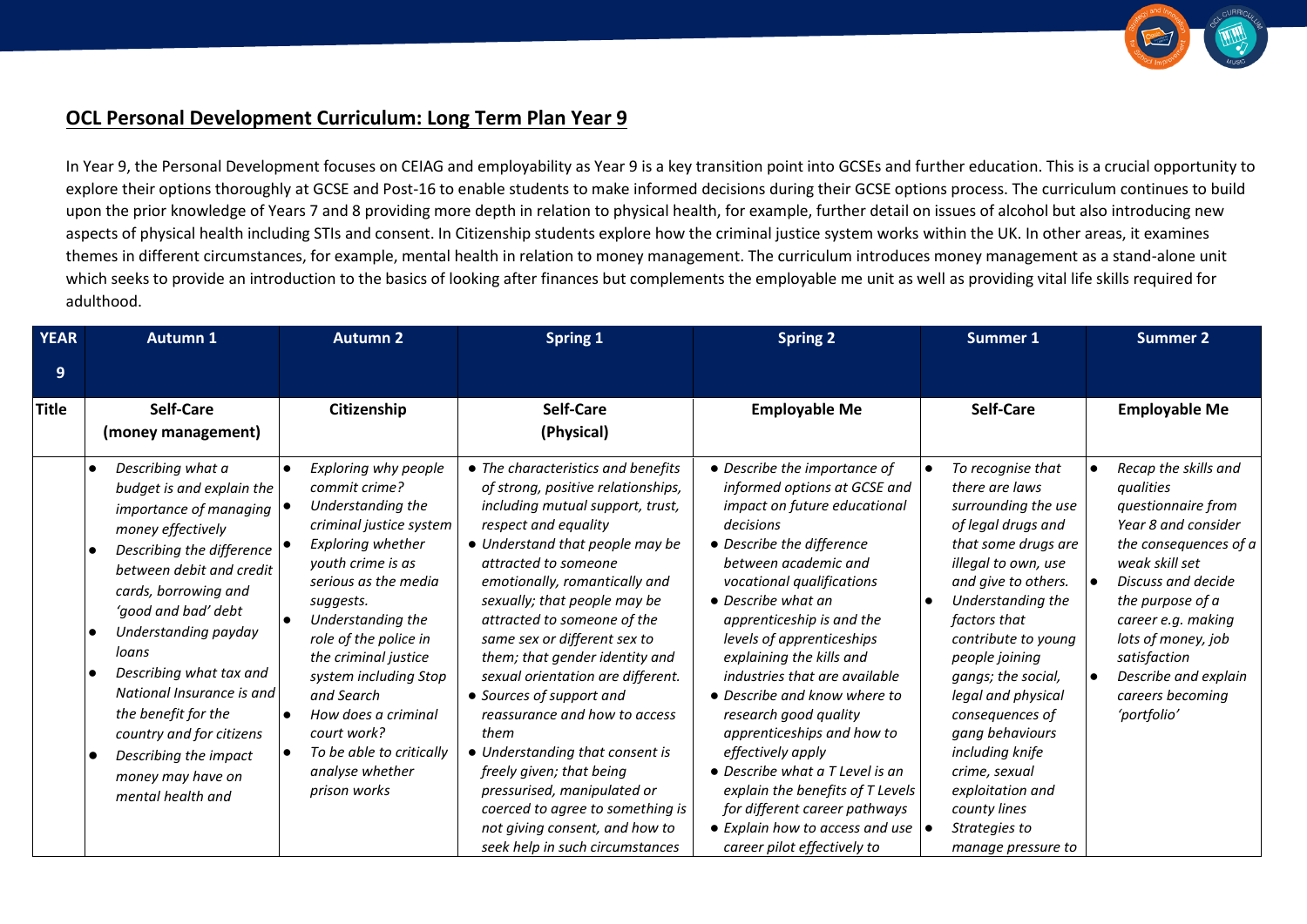## OCL Personal Development Curriculum: Long Term Plan Year 9

In Year 9, the Personal Development focuses on CEIAG and employability as Year 9 is a key transition point into GCSEs and further education. This is a crucial opportunity to explore their options thoroughly at GCSE and Post-16 to enable students to make informed decisions during their GCSE options process. The curriculum continues to build upon the prior knowledge of Years 7 and 8 providing more depth in relation to physical health, for example, further detail on issues of alcohol but also introducing new aspects of physical health including STIs and consent. In Citizenship students explore how the criminal justice system works within the UK. In other areas, it examines themes in different circumstances, for example, mental health in relation to money management. The curriculum introduces money management as a stand-alone unit which seeks to provide an introduction to the basics of looking after finances but complements the employable me unit as well as providing vital life skills required for adulthood.

| YEAR 9 | Autumn 1 | Autumn 2 | Spring 1 | Spring 2 | Summer 1 | Summer 2 |
|---|---|---|---|---|---|---|
| Title | Self-Care (money management) | Citizenship | Self-Care (Physical) | Employable Me | Self-Care | Employable Me |
| | ● *Describing what a budget is and explain the importance of managing money effectively*<br>● *Describing the difference between debit and credit cards, borrowing and 'good and bad' debt*<br>● *Understanding payday loans*<br>● *Describing what tax and National Insurance is and the benefit for the country and for citizens*<br>● *Describing the impact money may have on mental health and* | ● *Exploring why people commit crime?*<br>● *Understanding the criminal justice system*<br>● *Exploring whether youth crime is as serious as the media suggests.*<br>● *Understanding the role of the police in the criminal justice system including Stop and Search*<br>● *How does a criminal court work?*<br>● *To be able to critically analyse whether prison works* | ● *The characteristics and benefits of strong, positive relationships, including mutual support, trust, respect and equality*<br>● *Understand that people may be attracted to someone emotionally, romantically and sexually; that people may be attracted to someone of the same sex or different sex to them; that gender identity and sexual orientation are different.*<br>● *Sources of support and reassurance and how to access them*<br>● *Understanding that consent is freely given; that being pressurised, manipulated or coerced to agree to something is not giving consent, and how to seek help in such circumstances* | ● *Describe the importance of informed options at GCSE and impact on future educational decisions*<br>● *Describe the difference between academic and vocational qualifications*<br>● *Describe what an apprenticeship is and the levels of apprenticeships explaining the kills and industries that are available*<br>● *Describe and know where to research good quality apprenticeships and how to effectively apply*<br>● *Describe what a T Level is an explain the benefits of T Levels for different career pathways*<br>● *Explain how to access and use career pilot effectively to* | ● *To recognise that there are laws surrounding the use of legal drugs and that some drugs are illegal to own, use and give to others.*<br>● *Understanding the factors that contribute to young people joining gangs; the social, legal and physical consequences of gang behaviours including knife crime, sexual exploitation and county lines*<br>● *Strategies to manage pressure to* | ● *Recap the skills and qualities questionnaire from Year 8 and consider the consequences of a weak skill set*<br>● *Discuss and decide the purpose of a career e.g. making lots of money, job satisfaction*<br>● *Describe and explain careers becoming 'portfolio'* |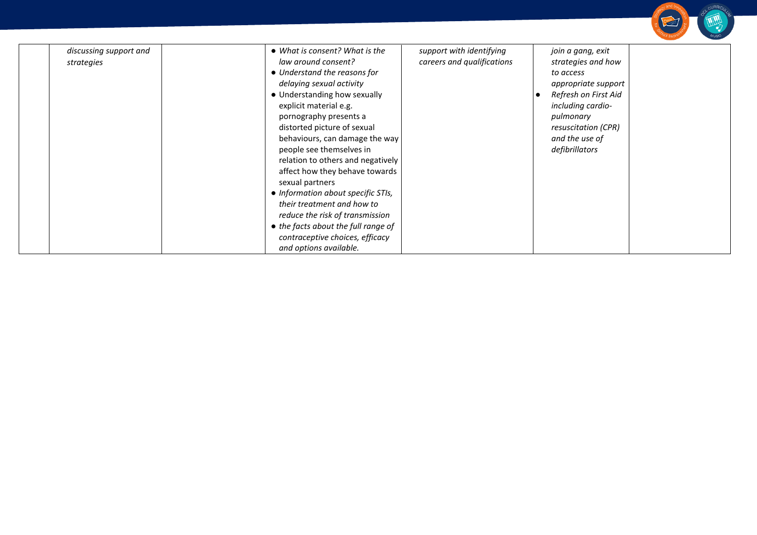| | | | | | | |
|---|---|---|---|---|---|---|
| | *discussing support and strategies* | | • *What is consent? What is the law around consent?*<br>• *Understand the reasons for delaying sexual activity*<br>• Understanding how sexually explicit material e.g. pornography presents a distorted picture of sexual behaviours, can damage the way people see themselves in relation to others and negatively affect how they behave towards sexual partners<br>• *Information about specific STIs, their treatment and how to reduce the risk of transmission*<br>• *the facts about the full range of contraceptive choices, efficacy and options available.* | *support with identifying careers and qualifications* | *join a gang, exit strategies and how to access appropriate support*<br>• *Refresh on First Aid including cardio-pulmonary resuscitation (CPR) and the use of defibrillators* | |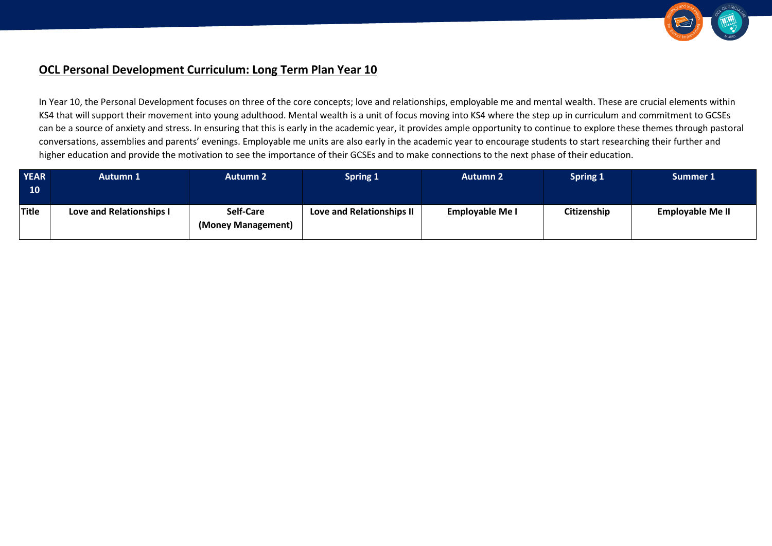## OCL Personal Development Curriculum: Long Term Plan Year 10

In Year 10, the Personal Development focuses on three of the core concepts; love and relationships, employable me and mental wealth. These are crucial elements within KS4 that will support their movement into young adulthood. Mental wealth is a unit of focus moving into KS4 where the step up in curriculum and commitment to GCSEs can be a source of anxiety and stress. In ensuring that this is early in the academic year, it provides ample opportunity to continue to explore these themes through pastoral conversations, assemblies and parents' evenings. Employable me units are also early in the academic year to encourage students to start researching their further and higher education and provide the motivation to see the importance of their GCSEs and to make connections to the next phase of their education.

| YEAR 10 | Autumn 1 | Autumn 2 | Spring 1 | Autumn 2 | Spring 1 | Summer 1 |
|---|---|---|---|---|---|---|
| **Title** | **Love and Relationships I** | **Self-Care (Money Management)** | **Love and Relationships II** | **Employable Me I** | **Citizenship** | **Employable Me II** |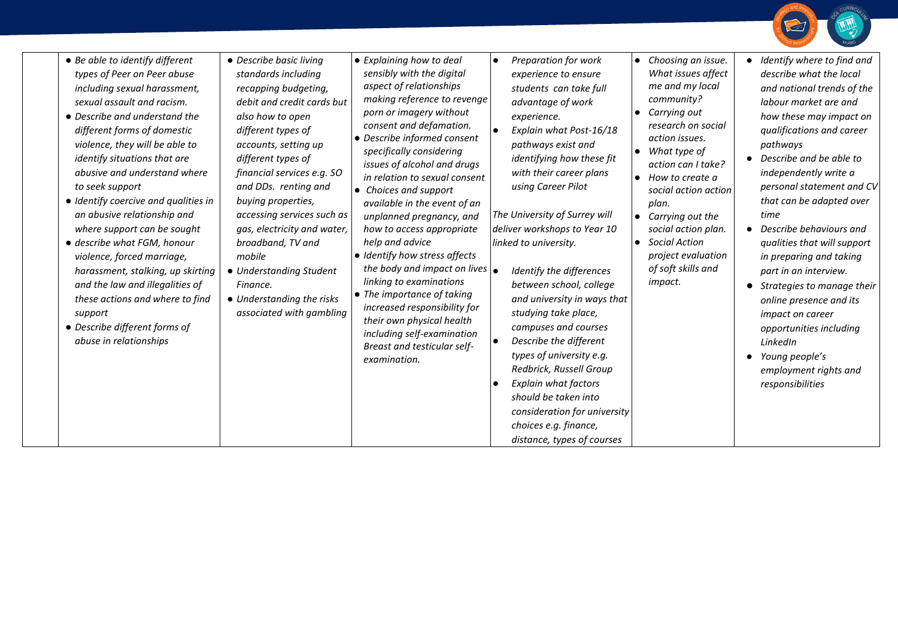| | | | | | | |
|---|---|---|---|---|---|---|
| | • *Be able to identify different types of Peer on Peer abuse including sexual harassment, sexual assault and racism.*<br>• *Describe and understand the different forms of domestic violence, they will be able to identify situations that are abusive and understand where to seek support*<br>• *Identify coercive and qualities in an abusive relationship and where support can be sought*<br>• *describe what FGM, honour violence, forced marriage, harassment, stalking, up skirting and the law and illegalities of these actions and where to find support*<br>• *Describe different forms of abuse in relationships* | • *Describe basic living standards including recapping budgeting, debit and credit cards but also how to open different types of accounts, setting up different types of financial services e.g. SO and DDs. renting and buying properties, accessing services such as gas, electricity and water, broadband, TV and mobile*<br>• *Understanding Student Finance.*<br>• *Understanding the risks associated with gambling* | • *Explaining how to deal sensibly with the digital aspect of relationships making reference to revenge porn or imagery without consent and defamation.*<br>• *Describe informed consent specifically considering issues of alcohol and drugs in relation to sexual consent*<br>• *Choices and support available in the event of an unplanned pregnancy, and how to access appropriate help and advice*<br>• *Identify how stress affects the body and impact on lives linking to examinations*<br>• *The importance of taking increased responsibility for their own physical health including self-examination Breast and testicular self-examination.* | • *Preparation for work experience to ensure students can take full advantage of work experience.*<br>• *Explain what Post-16/18 pathways exist and identifying how these fit with their career plans using Career Pilot*<br><br>*The University of Surrey will deliver workshops to Year 10 linked to university.*<br><br>• *Identify the differences between school, college and university in ways that studying take place, campuses and courses*<br>• *Describe the different types of university e.g. Redbrick, Russell Group*<br>• *Explain what factors should be taken into consideration for university choices e.g. finance, distance, types of courses* | • *Choosing an issue. What issues affect me and my local community?*<br>• *Carrying out research on social action issues.*<br>• *What type of action can I take?*<br>• *How to create a social action action plan.*<br>• *Carrying out the social action plan.*<br>• *Social Action project evaluation of soft skills and impact.* | • *Identify where to find and describe what the local and national trends of the labour market are and how these may impact on qualifications and career pathways*<br>• *Describe and be able to independently write a personal statement and CV that can be adapted over time*<br>• *Describe behaviours and qualities that will support in preparing and taking part in an interview.*<br>• *Strategies to manage their online presence and its impact on career opportunities including LinkedIn*<br>• *Young people's employment rights and responsibilities* |